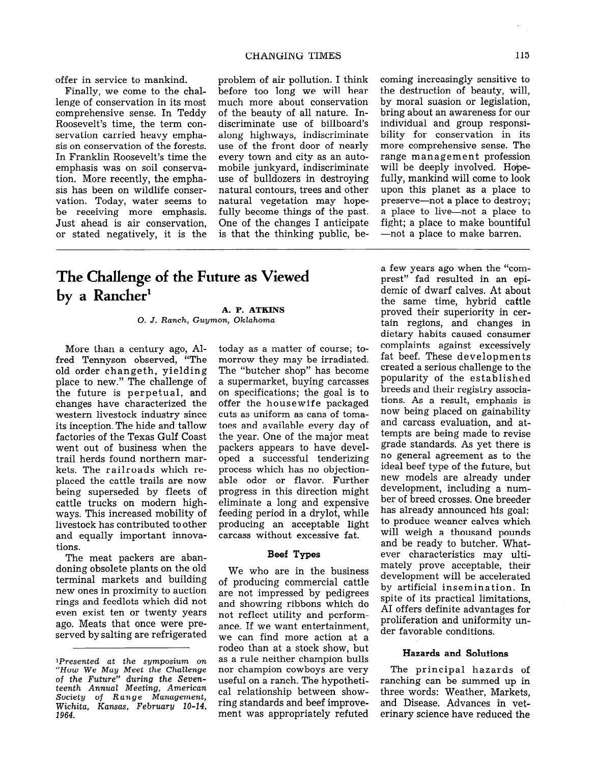offer in service to mankind.

Finally, we come to the challenge of conservation in its most comprehensive sense. In Teddy Roosevelt's time, the term conservation carried heavy emphasis on conservation of the forests. In Franklin Roosevelt's time the emphasis was on soil conservation. More recently, the emphasis has been on wildlife conservation. Today, water seems to be receiving more emphasis. Just ahead is air conservation, or stated negatively, it is the problem of air pollution. I think before too long we will hear much more about conservation of the beauty of all nature. Indiscriminate use of billboard's along highways, indiscriminate use of the front door of nearly every town and city as an automobile junkyard, indiscriminate use of bulldozers in destroying natural contours, trees and other natural vegetation may hopefully become things of the past. One of the changes I anticipate is that the thinking public, becoming increasingly sensitive to the destruction of beauty, will, by moral suasion or legislation, bring about an awareness for our individual and group responsibility for conservation in its more comprehensive sense. The range management profession will be deeply involved. Hopefully, mankind will come to look upon this planet as a place to preserve—not a place to destroy; a place to live—not a place to fight; a place to make bountiful —not a place to make barren.

# The Challenge of the Future as Viewed by a Rancher[1]

**A. P. ATKINS**

*O. J. Ranch, Guymon, Oklahoma*

More than a century ago, Alfred Tennyson observed, "The old order changeth, yielding place to new." The challenge of the future is perpetual, and changes have characterized the western livestock industry since its inception. The hide and tallow factories of the Texas Gulf Coast went out of business when the trail herds found northern markets. The railroads which replaced the cattle trails are now being superseded by fleets of cattle trucks on modern highways. This increased mobility of livestock has contributed to other and equally important innovations.

The meat packers are abandoning obsolete plants on the old terminal markets and building new ones in proximity to auction rings and feedlots which did not even exist ten or twenty years ago. Meats that once were preserved by salting are refrigerated today as a matter of course; tomorrow they may be irradiated. The "butcher shop" has become a supermarket, buying carcasses on specifications; the goal is to offer the housewife packaged cuts as uniform as cans of tomatoes and available every day of the year. One of the major meat packers appears to have developed a successful tenderizing process which has no objectionable odor or flavor. Further progress in this direction might eliminate a long and expensive feeding period in a drylot, while producing an acceptable light carcass without excessive fat.

### Beef Types

We who are in the business of producing commercial cattle are not impressed by pedigrees and showring ribbons which do not reflect utility and performance. If we want entertainment, we can find more action at a rodeo than at a stock show, but as a rule neither champion bulls nor champion cowboys are very useful on a ranch. The hypothetical relationship between showring standards and beef improvement was appropriately refuted a few years ago when the "comprest" fad resulted in an epidemic of dwarf calves. At about the same time, hybrid cattle proved their superiority in certain regions, and changes in dietary habits caused consumer complaints against excessively fat beef. These developments created a serious challenge to the popularity of the established breeds and their registry associations. As a result, emphasis is now being placed on gainability and carcass evaluation, and attempts are being made to revise grade standards. As yet there is no general agreement as to the ideal beef type of the future, but new models are already under development, including a number of breed crosses. One breeder has already announced his goal: to produce weaner calves which will weigh a thousand pounds and be ready to butcher. Whatever characteristics may ultimately prove acceptable, their development will be accelerated by artificial insemination. In spite of its practical limitations, AI offers definite advantages for proliferation and uniformity under favorable conditions.

### Hazards and Solutions

The principal hazards of ranching can be summed up in three words: Weather, Markets, and Disease. Advances in veterinary science have reduced the

[1]*Presented at the symposium on "How We May Meet the Challenge of the Future" during the Seventeenth Annual Meeting, American Society of Range Management, Wichita, Kansas, February 10-14, 1964.*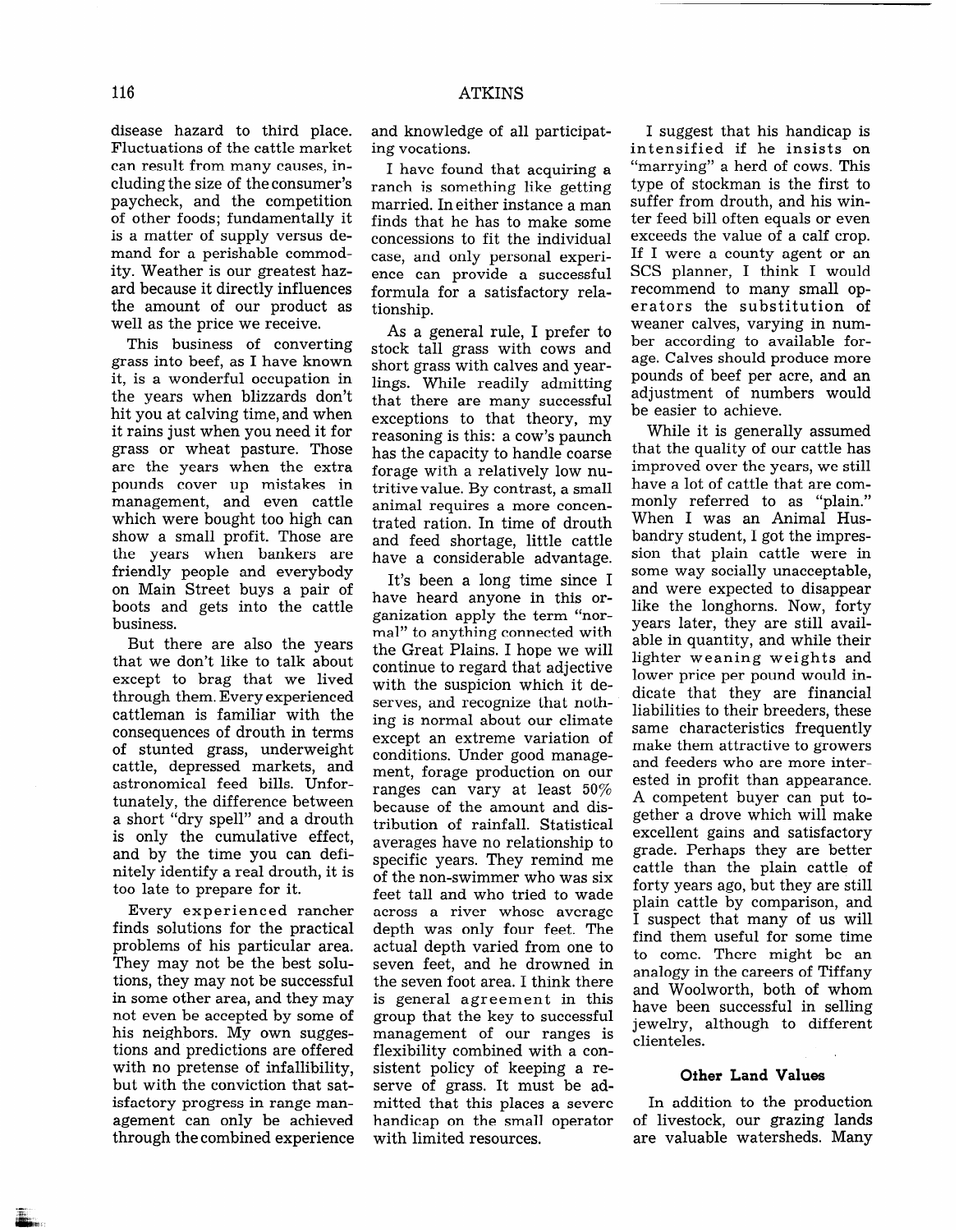disease hazard to third place. Fluctuations of the cattle market can result from many causes, including the size of the consumer's paycheck, and the competition of other foods; fundamentally it is a matter of supply versus demand for a perishable commodity. Weather is our greatest hazard because it directly influences the amount of our product as well as the price we receive.

This business of converting grass into beef, as I have known it, is a wonderful occupation in the years when blizzards don't hit you at calving time, and when it rains just when you need it for grass or wheat pasture. Those are the years when the extra pounds cover up mistakes in management, and even cattle which were bought too high can show a small profit. Those are the years when bankers are friendly people and everybody on Main Street buys a pair of boots and gets into the cattle business.

But there are also the years that we don't like to talk about except to brag that we lived through them. Every experienced cattleman is familiar with the consequences of drouth in terms of stunted grass, underweight cattle, depressed markets, and astronomical feed bills. Unfortunately, the difference between a short "dry spell" and a drouth is only the cumulative effect, and by the time you can definitely identify a real drouth, it is too late to prepare for it.

Every experienced rancher finds solutions for the practical problems of his particular area. They may not be the best solutions, they may not be successful in some other area, and they may not even be accepted by some of his neighbors. My own suggestions and predictions are offered with no pretense of infallibility, but with the conviction that satisfactory progress in range management can only be achieved through the combined experience and knowledge of all participating vocations.

I have found that acquiring a ranch is something like getting married. In either instance a man finds that he has to make some concessions to fit the individual case, and only personal experience can provide a successful formula for a satisfactory relationship.

As a general rule, I prefer to stock tall grass with cows and short grass with calves and yearlings. While readily admitting that there are many successful exceptions to that theory, my reasoning is this: a cow's paunch has the capacity to handle coarse forage with a relatively low nutritive value. By contrast, a small animal requires a more concentrated ration. In time of drouth and feed shortage, little cattle have a considerable advantage.

It's been a long time since I have heard anyone in this organization apply the term "normal" to anything connected with the Great Plains. I hope we will continue to regard that adjective with the suspicion which it deserves, and recognize that nothing is normal about our climate except an extreme variation of conditions. Under good management, forage production on our ranges can vary at least 50% because of the amount and distribution of rainfall. Statistical averages have no relationship to specific years. They remind me of the non-swimmer who was six feet tall and who tried to wade across a river whose average depth was only four feet. The actual depth varied from one to seven feet, and he drowned in the seven foot area. I think there is general agreement in this group that the key to successful management of our ranges is flexibility combined with a consistent policy of keeping a reserve of grass. It must be admitted that this places a severe handicap on the small operator with limited resources.

I suggest that his handicap is intensified if he insists on "marrying" a herd of cows. This type of stockman is the first to suffer from drouth, and his winter feed bill often equals or even exceeds the value of a calf crop. If I were a county agent or an SCS planner, I think I would recommend to many small operators the substitution of weaner calves, varying in number according to available forage. Calves should produce more pounds of beef per acre, and an adjustment of numbers would be easier to achieve.

While it is generally assumed that the quality of our cattle has improved over the years, we still have a lot of cattle that are commonly referred to as "plain." When I was an Animal Husbandry student, I got the impression that plain cattle were in some way socially unacceptable, and were expected to disappear like the longhorns. Now, forty years later, they are still available in quantity, and while their lighter weaning weights and lower price per pound would indicate that they are financial liabilities to their breeders, these same characteristics frequently make them attractive to growers and feeders who are more interested in profit than appearance. A competent buyer can put together a drove which will make excellent gains and satisfactory grade. Perhaps they are better cattle than the plain cattle of forty years ago, but they are still plain cattle by comparison, and I suspect that many of us will find them useful for some time to come. There might be an analogy in the careers of Tiffany and Woolworth, both of whom have been successful in selling jewelry, although to different clienteles.

### Other Land Values

In addition to the production of livestock, our grazing lands are valuable watersheds. Many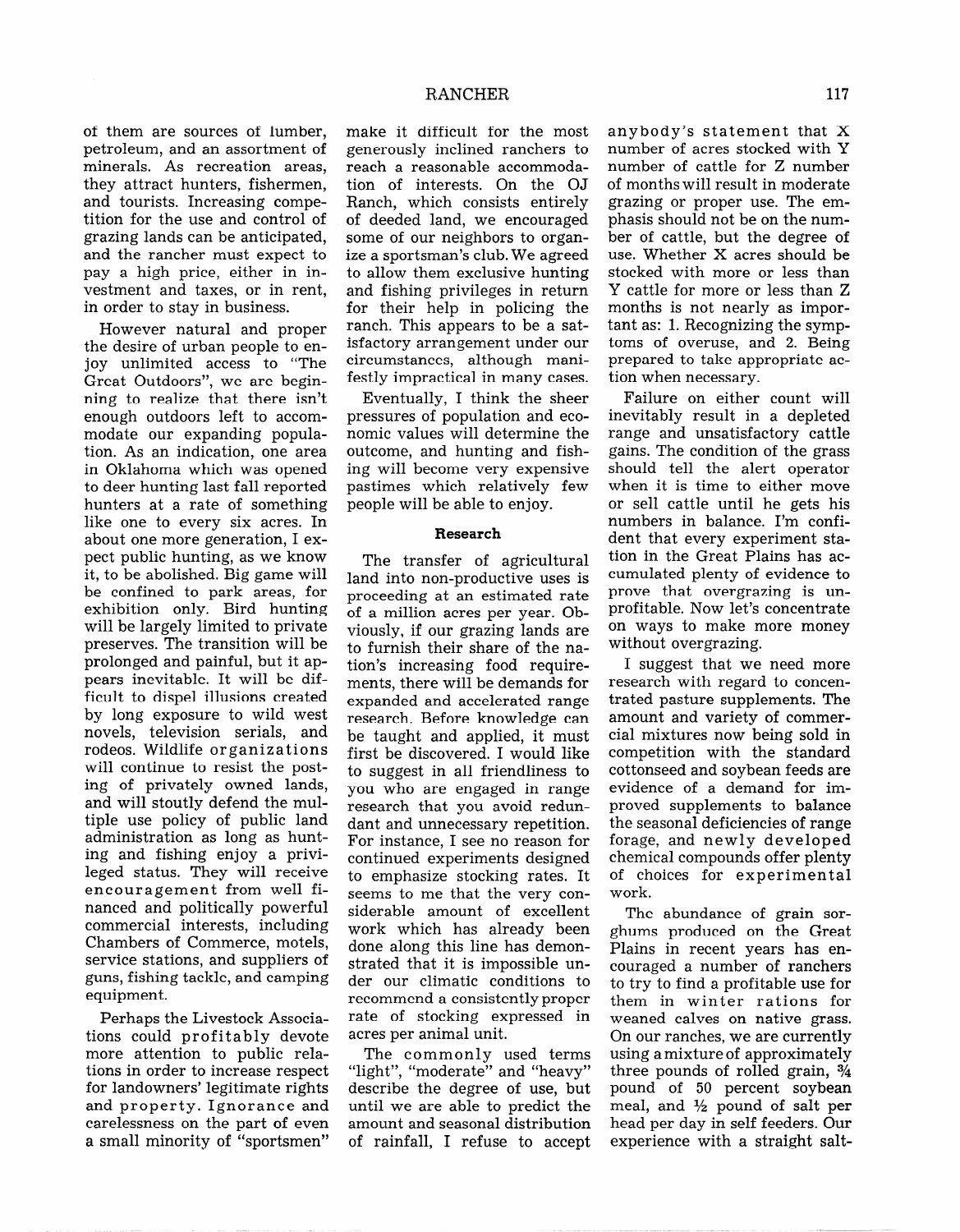of them are sources of lumber, petroleum, and an assortment of minerals. As recreation areas, they attract hunters, fishermen, and tourists. Increasing competition for the use and control of grazing lands can be anticipated, and the rancher must expect to pay a high price, either in investment and taxes, or in rent, in order to stay in business.

However natural and proper the desire of urban people to enjoy unlimited access to "The Great Outdoors", we are beginning to realize that there isn't enough outdoors left to accommodate our expanding population. As an indication, one area in Oklahoma which was opened to deer hunting last fall reported hunters at a rate of something like one to every six acres. In about one more generation, I expect public hunting, as we know it, to be abolished. Big game will be confined to park areas, for exhibition only. Bird hunting will be largely limited to private preserves. The transition will be prolonged and painful, but it appears inevitable. It will be difficult to dispel illusions created by long exposure to wild west novels, television serials, and rodeos. Wildlife organizations will continue to resist the posting of privately owned lands, and will stoutly defend the multiple use policy of public land administration as long as hunting and fishing enjoy a privileged status. They will receive encouragement from well financed and politically powerful commercial interests, including Chambers of Commerce, motels, service stations, and suppliers of guns, fishing tackle, and camping equipment.

Perhaps the Livestock Associations could profitably devote more attention to public relations in order to increase respect for landowners' legitimate rights and property. Ignorance and carelessness on the part of even a small minority of "sportsmen" make it difficult for the most generously inclined ranchers to reach a reasonable accommodation of interests. On the OJ Ranch, which consists entirely of deeded land, we encouraged some of our neighbors to organize a sportsman's club. We agreed to allow them exclusive hunting and fishing privileges in return for their help in policing the ranch. This appears to be a satisfactory arrangement under our circumstances, although manifestly impractical in many cases.

Eventually, I think the sheer pressures of population and economic values will determine the outcome, and hunting and fishing will become very expensive pastimes which relatively few people will be able to enjoy.

### Research

The transfer of agricultural land into non-productive uses is proceeding at an estimated rate of a million acres per year. Obviously, if our grazing lands are to furnish their share of the nation's increasing food requirements, there will be demands for expanded and accelerated range research. Before knowledge can be taught and applied, it must first be discovered. I would like to suggest in all friendliness to you who are engaged in range research that you avoid redundant and unnecessary repetition. For instance, I see no reason for continued experiments designed to emphasize stocking rates. It seems to me that the very considerable amount of excellent work which has already been done along this line has demonstrated that it is impossible under our climatic conditions to recommend a consistently proper rate of stocking expressed in acres per animal unit.

The commonly used terms "light", "moderate" and "heavy" describe the degree of use, but until we are able to predict the amount and seasonal distribution of rainfall, I refuse to accept anybody's statement that X number of acres stocked with Y number of cattle for Z number of months will result in moderate grazing or proper use. The emphasis should not be on the number of cattle, but the degree of use. Whether X acres should be stocked with more or less than Y cattle for more or less than Z months is not nearly as important as: 1. Recognizing the symptoms of overuse, and 2. Being prepared to take appropriate action when necessary.

Failure on either count will inevitably result in a depleted range and unsatisfactory cattle gains. The condition of the grass should tell the alert operator when it is time to either move or sell cattle until he gets his numbers in balance. I'm confident that every experiment station in the Great Plains has accumulated plenty of evidence to prove that overgrazing is unprofitable. Now let's concentrate on ways to make more money without overgrazing.

I suggest that we need more research with regard to concentrated pasture supplements. The amount and variety of commercial mixtures now being sold in competition with the standard cottonseed and soybean feeds are evidence of a demand for improved supplements to balance the seasonal deficiencies of range forage, and newly developed chemical compounds offer plenty of choices for experimental work.

The abundance of grain sorghums produced on the Great Plains in recent years has encouraged a number of ranchers to try to find a profitable use for them in winter rations for weaned calves on native grass. On our ranches, we are currently using a mixture of approximately three pounds of rolled grain, ¾ pound of 50 percent soybean meal, and ½ pound of salt per head per day in self feeders. Our experience with a straight salt-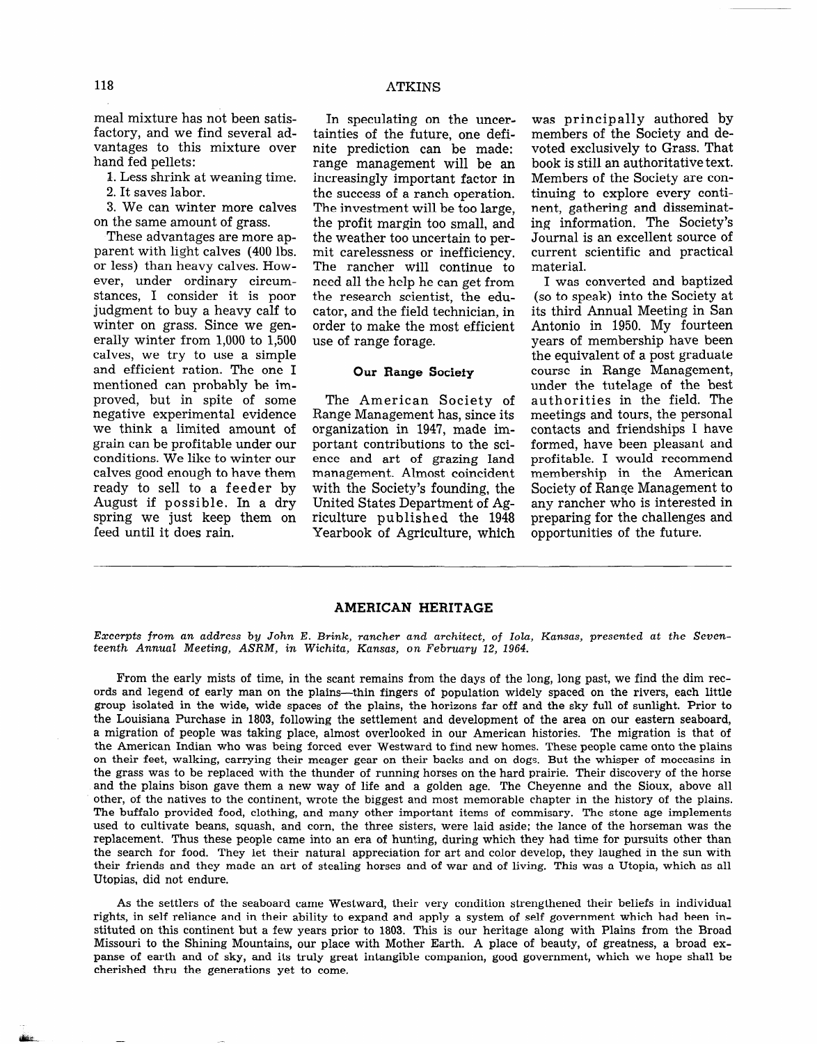meal mixture has not been satisfactory, and we find several advantages to this mixture over hand fed pellets:

1. Less shrink at weaning time.
2. It saves labor.
3. We can winter more calves on the same amount of grass.

These advantages are more apparent with light calves (400 lbs. or less) than heavy calves. However, under ordinary circumstances, I consider it is poor judgment to buy a heavy calf to winter on grass. Since we generally winter from 1,000 to 1,500 calves, we try to use a simple and efficient ration. The one I mentioned can probably be improved, but in spite of some negative experimental evidence we think a limited amount of grain can be profitable under our conditions. We like to winter our calves good enough to have them ready to sell to a feeder by August if possible. In a dry spring we just keep them on feed until it does rain.

In speculating on the uncertainties of the future, one definite prediction can be made: range management will be an increasingly important factor in the success of a ranch operation. The investment will be too large, the profit margin too small, and the weather too uncertain to permit carelessness or inefficiency. The rancher will continue to need all the help he can get from the research scientist, the educator, and the field technician, in order to make the most efficient use of range forage.

### Our Range Society

The American Society of Range Management has, since its organization in 1947, made important contributions to the science and art of grazing land management. Almost coincident with the Society's founding, the United States Department of Agriculture published the 1948 Yearbook of Agriculture, which was principally authored by members of the Society and devoted exclusively to Grass. That book is still an authoritative text. Members of the Society are continuing to explore every continent, gathering and disseminating information. The Society's Journal is an excellent source of current scientific and practical material.

I was converted and baptized (so to speak) into the Society at its third Annual Meeting in San Antonio in 1950. My fourteen years of membership have been the equivalent of a post graduate course in Range Management, under the tutelage of the best authorities in the field. The meetings and tours, the personal contacts and friendships I have formed, have been pleasant and profitable. I would recommend membership in the American Society of Range Management to any rancher who is interested in preparing for the challenges and opportunities of the future.

## AMERICAN HERITAGE

*Excerpts from an address by John E. Brink, rancher and architect, of Iola, Kansas, presented at the Seventeenth Annual Meeting, ASRM, in Wichita, Kansas, on February 12, 1964.*

From the early mists of time, in the scant remains from the days of the long, long past, we find the dim records and legend of early man on the plains—thin fingers of population widely spaced on the rivers, each little group isolated in the wide, wide spaces of the plains, the horizons far off and the sky full of sunlight. Prior to the Louisiana Purchase in 1803, following the settlement and development of the area on our eastern seaboard, a migration of people was taking place, almost overlooked in our American histories. The migration is that of the American Indian who was being forced ever Westward to find new homes. These people came onto the plains on their feet, walking, carrying their meager gear on their backs and on dogs. But the whisper of moccasins in the grass was to be replaced with the thunder of running horses on the hard prairie. Their discovery of the horse and the plains bison gave them a new way of life and a golden age. The Cheyenne and the Sioux, above all other, of the natives to the continent, wrote the biggest and most memorable chapter in the history of the plains. The buffalo provided food, clothing, and many other important items of commisary. The stone age implements used to cultivate beans, squash, and corn, the three sisters, were laid aside; the lance of the horseman was the replacement. Thus these people came into an era of hunting, during which they had time for pursuits other than the search for food. They let their natural appreciation for art and color develop, they laughed in the sun with their friends and they made an art of stealing horses and of war and of living. This was a Utopia, which as all Utopias, did not endure.

As the settlers of the seaboard came Westward, their very condition strengthened their beliefs in individual rights, in self reliance and in their ability to expand and apply a system of self government which had been instituted on this continent but a few years prior to 1803. This is our heritage along with Plains from the Broad Missouri to the Shining Mountains, our place with Mother Earth. A place of beauty, of greatness, a broad expanse of earth and of sky, and its truly great intangible companion, good government, which we hope shall be cherished thru the generations yet to come.